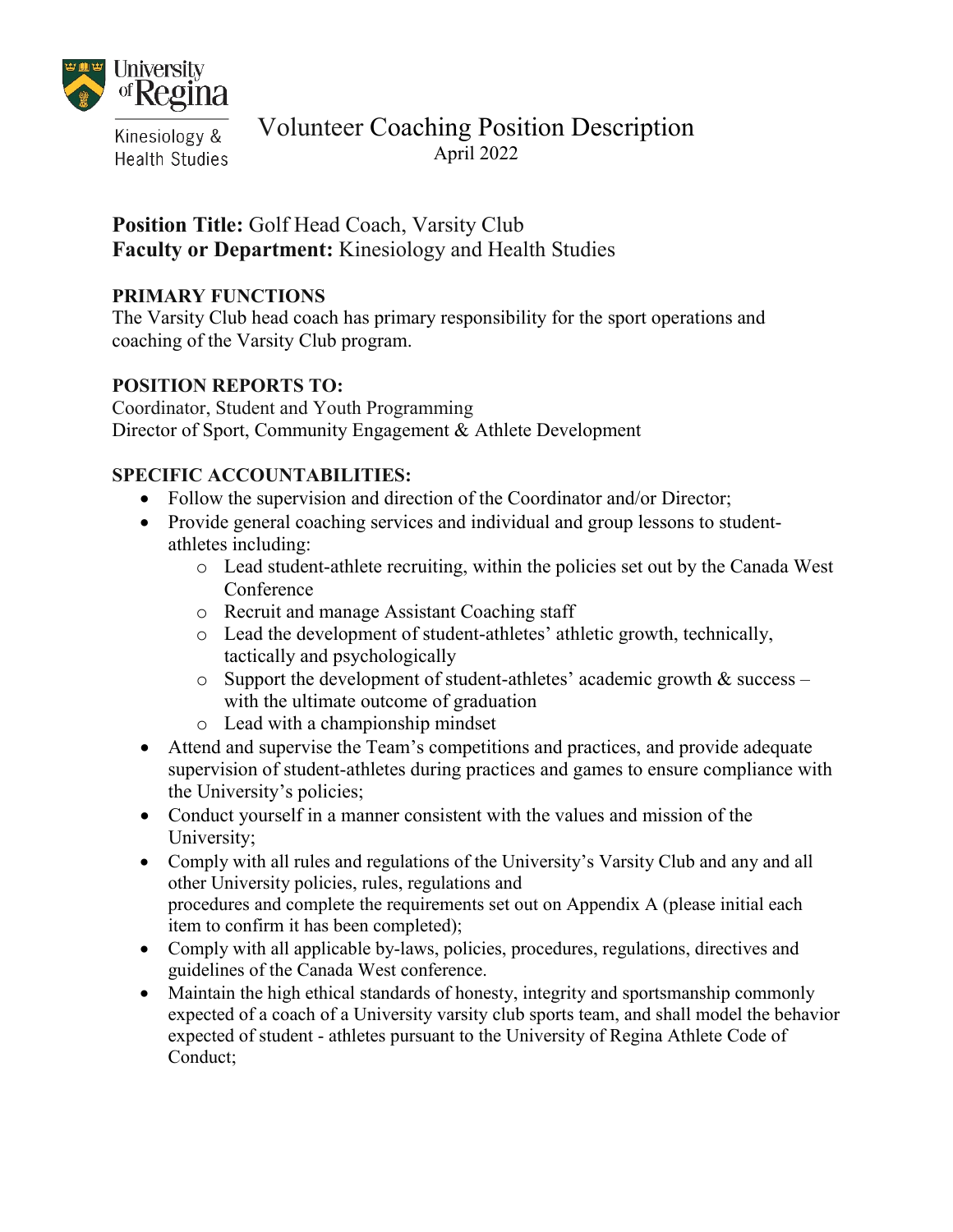University of Regina

Kinesiology & Health Studies

# Volunteer Coaching Position Description

April 2022

**Position Title:** Golf Head Coach, Varsity Club
**Faculty or Department:** Kinesiology and Health Studies

**PRIMARY FUNCTIONS**

The Varsity Club head coach has primary responsibility for the sport operations and coaching of the Varsity Club program.

**POSITION REPORTS TO:**

Coordinator, Student and Youth Programming
Director of Sport, Community Engagement & Athlete Development

**SPECIFIC ACCOUNTABILITIES:**

- Follow the supervision and direction of the Coordinator and/or Director;
- Provide general coaching services and individual and group lessons to student-athletes including:
  - Lead student-athlete recruiting, within the policies set out by the Canada West Conference
  - Recruit and manage Assistant Coaching staff
  - Lead the development of student-athletes' athletic growth, technically, tactically and psychologically
  - Support the development of student-athletes' academic growth & success – with the ultimate outcome of graduation
  - Lead with a championship mindset
- Attend and supervise the Team's competitions and practices, and provide adequate supervision of student-athletes during practices and games to ensure compliance with the University's policies;
- Conduct yourself in a manner consistent with the values and mission of the University;
- Comply with all rules and regulations of the University's Varsity Club and any and all other University policies, rules, regulations and procedures and complete the requirements set out on Appendix A (please initial each item to confirm it has been completed);
- Comply with all applicable by-laws, policies, procedures, regulations, directives and guidelines of the Canada West conference.
- Maintain the high ethical standards of honesty, integrity and sportsmanship commonly expected of a coach of a University varsity club sports team, and shall model the behavior expected of student - athletes pursuant to the University of Regina Athlete Code of Conduct;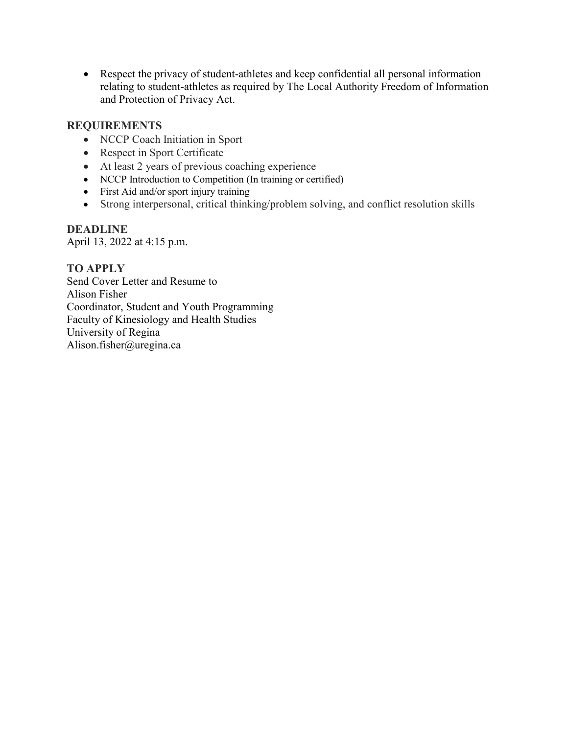- Respect the privacy of student-athletes and keep confidential all personal information relating to student-athletes as required by The Local Authority Freedom of Information and Protection of Privacy Act.

## REQUIREMENTS

- NCCP Coach Initiation in Sport
- Respect in Sport Certificate
- At least 2 years of previous coaching experience
- NCCP Introduction to Competition (In training or certified)
- First Aid and/or sport injury training
- Strong interpersonal, critical thinking/problem solving, and conflict resolution skills

## DEADLINE

April 13, 2022 at 4:15 p.m.

## TO APPLY

Send Cover Letter and Resume to
Alison Fisher
Coordinator, Student and Youth Programming
Faculty of Kinesiology and Health Studies
University of Regina
Alison.fisher@uregina.ca